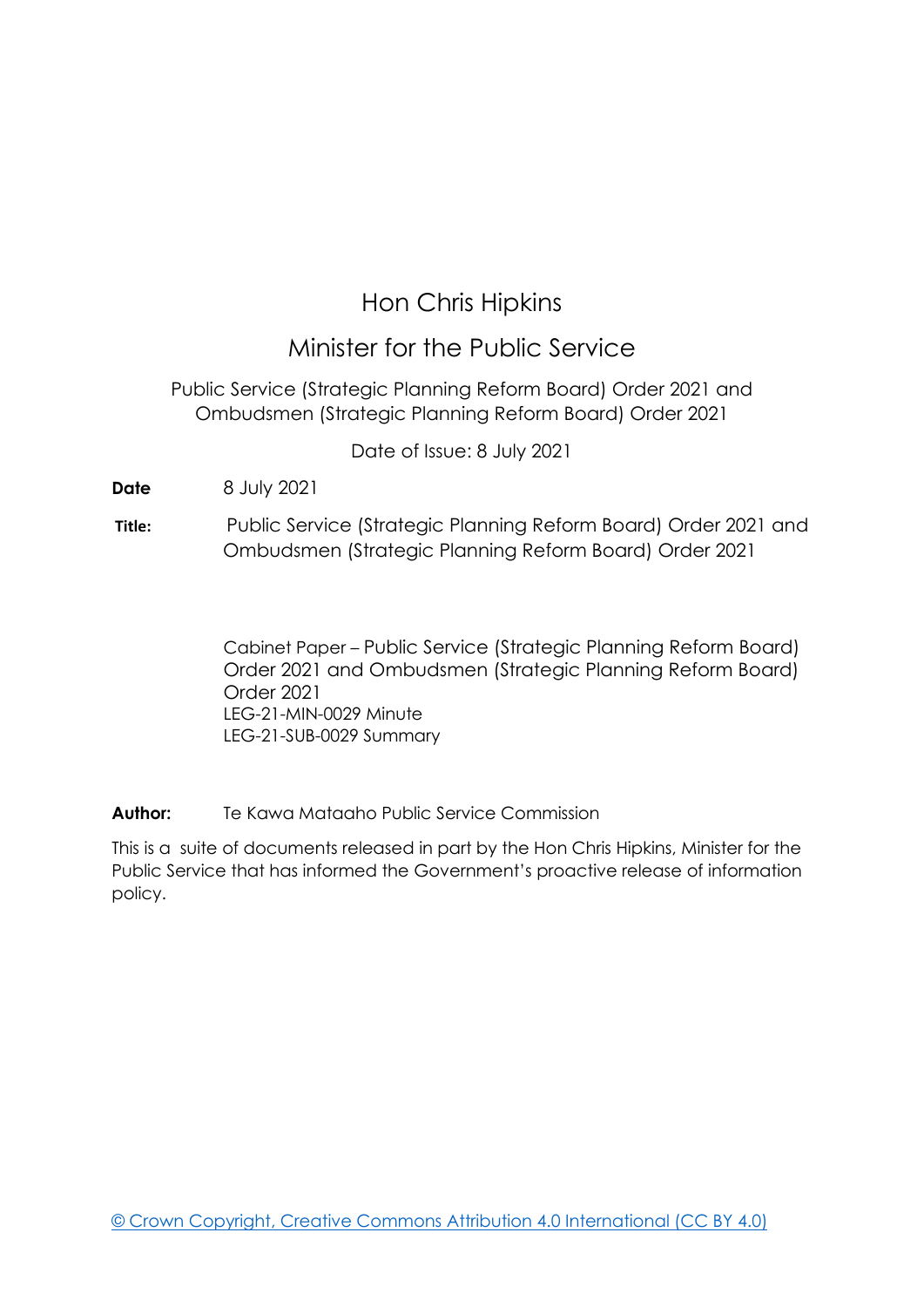# Hon Chris Hipkins

## Minister for the Public Service

Public Service (Strategic Planning Reform Board) Order 2021 and Ombudsmen (Strategic Planning Reform Board) Order 2021

Date of Issue: 8 July 2021

**Date** 8 July 2021

**Title:** Public Service (Strategic Planning Reform Board) Order 2021 and Ombudsmen (Strategic Planning Reform Board) Order 2021

Cabinet Paper – Public Service (Strategic Planning Reform Board) Order 2021 and Ombudsmen (Strategic Planning Reform Board) Order 2021
LEG-21-MIN-0029 Minute
LEG-21-SUB-0029 Summary

**Author:** Te Kawa Mataaho Public Service Commission

This is a suite of documents released in part by the Hon Chris Hipkins, Minister for the Public Service that has informed the Government's proactive release of information policy.

© Crown Copyright, Creative Commons Attribution 4.0 International (CC BY 4.0)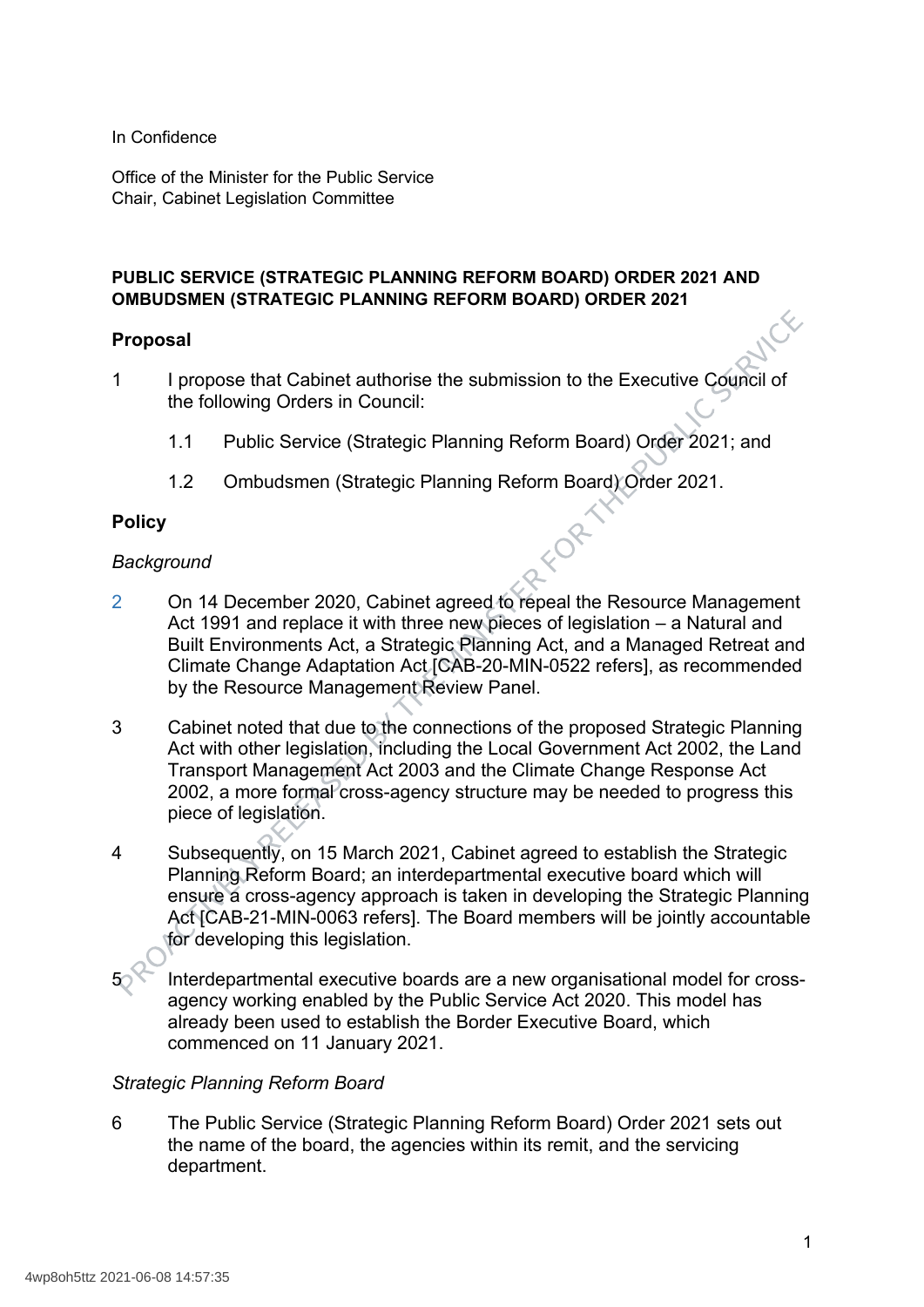In Confidence

Office of the Minister for the Public Service
Chair, Cabinet Legislation Committee

**PUBLIC SERVICE (STRATEGIC PLANNING REFORM BOARD) ORDER 2021 AND OMBUDSMEN (STRATEGIC PLANNING REFORM BOARD) ORDER 2021**

## Proposal

1 I propose that Cabinet authorise the submission to the Executive Council of the following Orders in Council:

   1.1 Public Service (Strategic Planning Reform Board) Order 2021; and

   1.2 Ombudsmen (Strategic Planning Reform Board) Order 2021.

## Policy

*Background*

2 On 14 December 2020, Cabinet agreed to repeal the Resource Management Act 1991 and replace it with three new pieces of legislation – a Natural and Built Environments Act, a Strategic Planning Act, and a Managed Retreat and Climate Change Adaptation Act [CAB-20-MIN-0522 refers], as recommended by the Resource Management Review Panel.

3 Cabinet noted that due to the connections of the proposed Strategic Planning Act with other legislation, including the Local Government Act 2002, the Land Transport Management Act 2003 and the Climate Change Response Act 2002, a more formal cross-agency structure may be needed to progress this piece of legislation.

4 Subsequently, on 15 March 2021, Cabinet agreed to establish the Strategic Planning Reform Board; an interdepartmental executive board which will ensure a cross-agency approach is taken in developing the Strategic Planning Act [CAB-21-MIN-0063 refers]. The Board members will be jointly accountable for developing this legislation.

5 Interdepartmental executive boards are a new organisational model for cross-agency working enabled by the Public Service Act 2020. This model has already been used to establish the Border Executive Board, which commenced on 11 January 2021.

*Strategic Planning Reform Board*

6 The Public Service (Strategic Planning Reform Board) Order 2021 sets out the name of the board, the agencies within its remit, and the servicing department.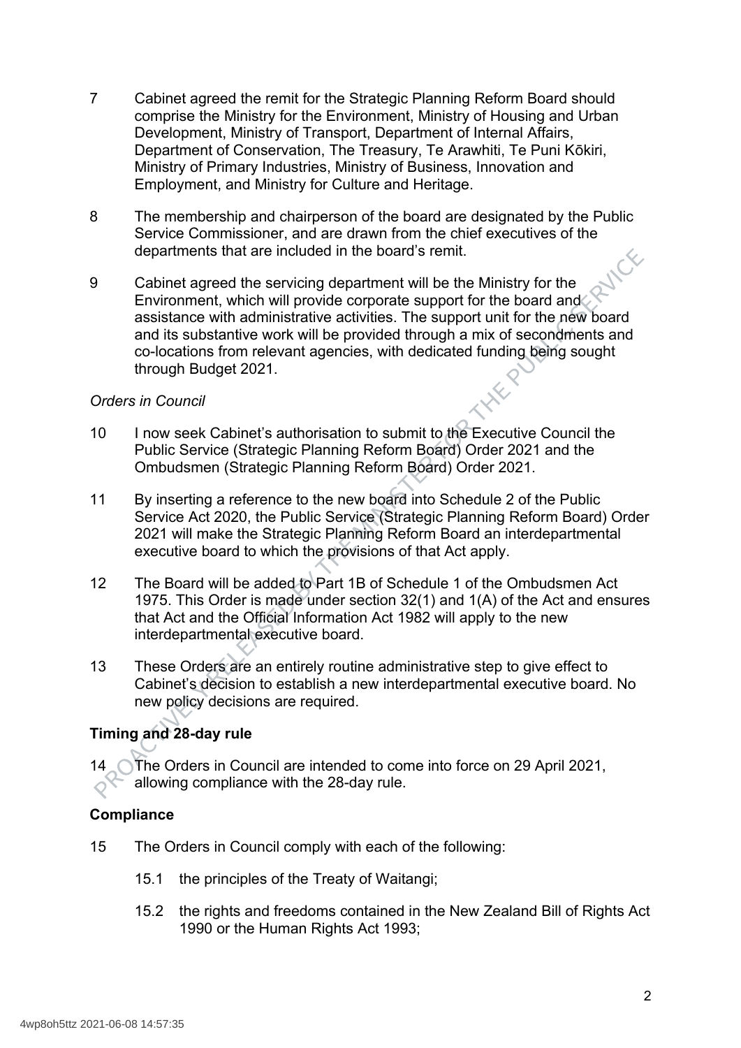7 Cabinet agreed the remit for the Strategic Planning Reform Board should comprise the Ministry for the Environment, Ministry of Housing and Urban Development, Ministry of Transport, Department of Internal Affairs, Department of Conservation, The Treasury, Te Arawhiti, Te Puni Kōkiri, Ministry of Primary Industries, Ministry of Business, Innovation and Employment, and Ministry for Culture and Heritage.

8 The membership and chairperson of the board are designated by the Public Service Commissioner, and are drawn from the chief executives of the departments that are included in the board's remit.

9 Cabinet agreed the servicing department will be the Ministry for the Environment, which will provide corporate support for the board and assistance with administrative activities. The support unit for the new board and its substantive work will be provided through a mix of secondments and co-locations from relevant agencies, with dedicated funding being sought through Budget 2021.

*Orders in Council*

10 I now seek Cabinet's authorisation to submit to the Executive Council the Public Service (Strategic Planning Reform Board) Order 2021 and the Ombudsmen (Strategic Planning Reform Board) Order 2021.

11 By inserting a reference to the new board into Schedule 2 of the Public Service Act 2020, the Public Service (Strategic Planning Reform Board) Order 2021 will make the Strategic Planning Reform Board an interdepartmental executive board to which the provisions of that Act apply.

12 The Board will be added to Part 1B of Schedule 1 of the Ombudsmen Act 1975. This Order is made under section 32(1) and 1(A) of the Act and ensures that Act and the Official Information Act 1982 will apply to the new interdepartmental executive board.

13 These Orders are an entirely routine administrative step to give effect to Cabinet's decision to establish a new interdepartmental executive board. No new policy decisions are required.

**Timing and 28-day rule**

14 The Orders in Council are intended to come into force on 29 April 2021, allowing compliance with the 28-day rule.

**Compliance**

15 The Orders in Council comply with each of the following:

15.1 the principles of the Treaty of Waitangi;

15.2 the rights and freedoms contained in the New Zealand Bill of Rights Act 1990 or the Human Rights Act 1993;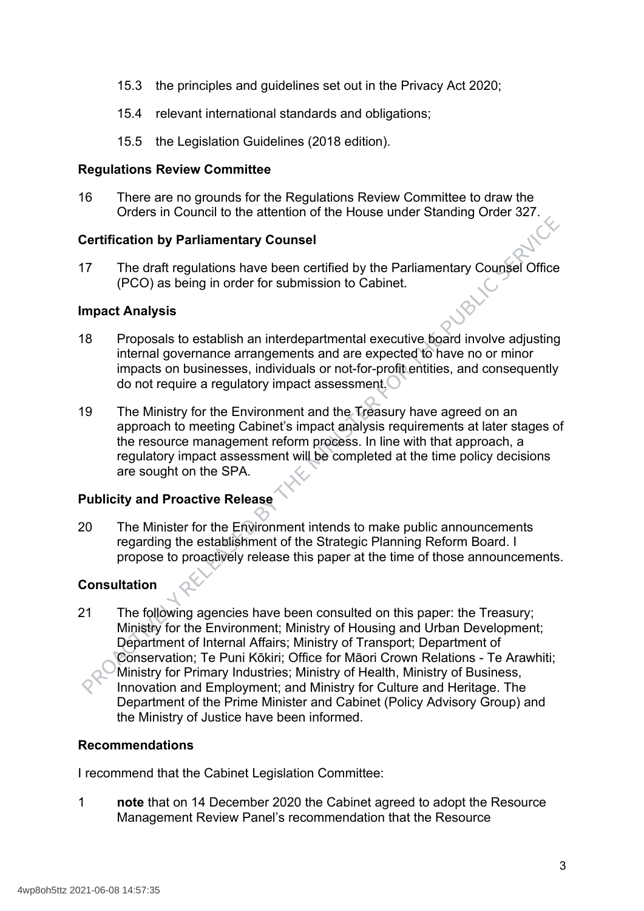15.3 the principles and guidelines set out in the Privacy Act 2020;

15.4 relevant international standards and obligations;

15.5 the Legislation Guidelines (2018 edition).

**Regulations Review Committee**

16 There are no grounds for the Regulations Review Committee to draw the Orders in Council to the attention of the House under Standing Order 327.

**Certification by Parliamentary Counsel**

17 The draft regulations have been certified by the Parliamentary Counsel Office (PCO) as being in order for submission to Cabinet.

**Impact Analysis**

18 Proposals to establish an interdepartmental executive board involve adjusting internal governance arrangements and are expected to have no or minor impacts on businesses, individuals or not-for-profit entities, and consequently do not require a regulatory impact assessment.

19 The Ministry for the Environment and the Treasury have agreed on an approach to meeting Cabinet's impact analysis requirements at later stages of the resource management reform process. In line with that approach, a regulatory impact assessment will be completed at the time policy decisions are sought on the SPA.

**Publicity and Proactive Release**

20 The Minister for the Environment intends to make public announcements regarding the establishment of the Strategic Planning Reform Board. I propose to proactively release this paper at the time of those announcements.

**Consultation**

21 The following agencies have been consulted on this paper: the Treasury; Ministry for the Environment; Ministry of Housing and Urban Development; Department of Internal Affairs; Ministry of Transport; Department of Conservation; Te Puni Kōkiri; Office for Māori Crown Relations - Te Arawhiti; Ministry for Primary Industries; Ministry of Health, Ministry of Business, Innovation and Employment; and Ministry for Culture and Heritage. The Department of the Prime Minister and Cabinet (Policy Advisory Group) and the Ministry of Justice have been informed.

**Recommendations**

I recommend that the Cabinet Legislation Committee:

1 **note** that on 14 December 2020 the Cabinet agreed to adopt the Resource Management Review Panel's recommendation that the Resource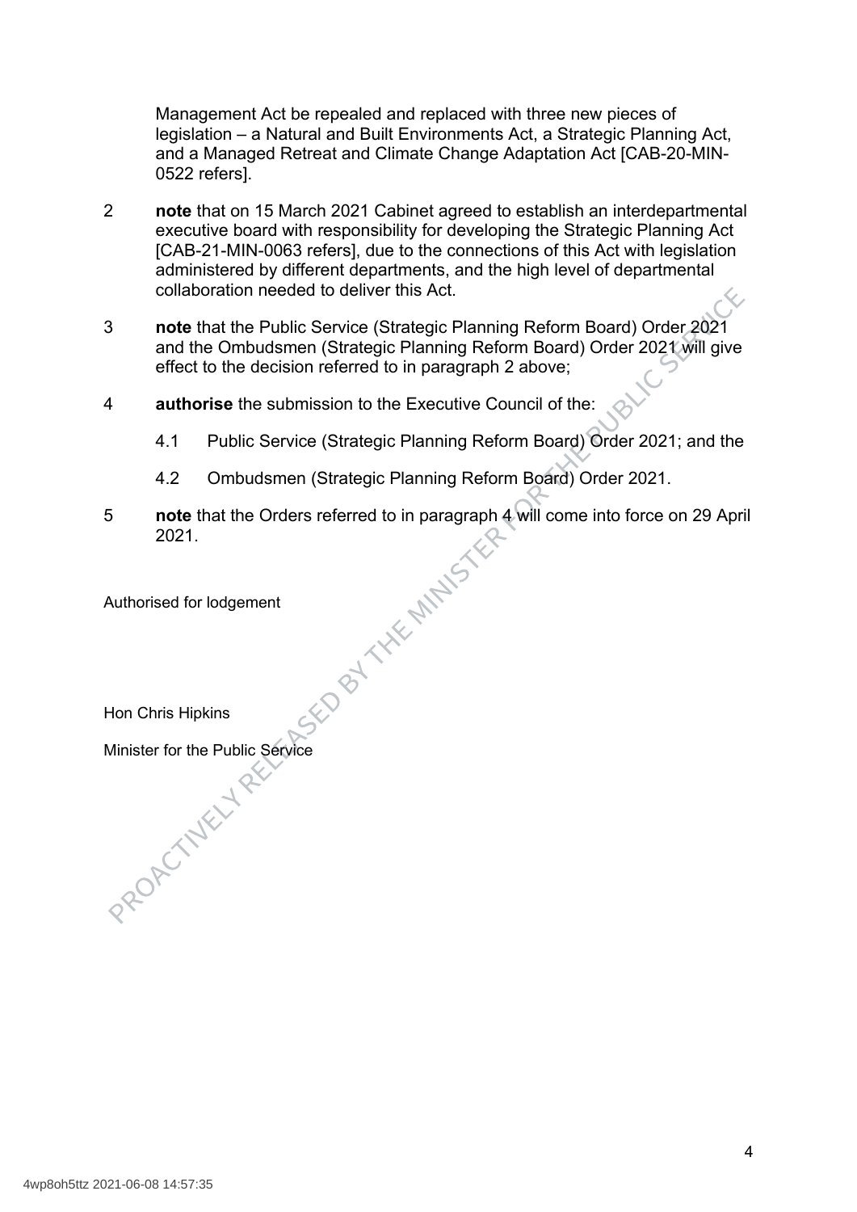Management Act be repealed and replaced with three new pieces of legislation – a Natural and Built Environments Act, a Strategic Planning Act, and a Managed Retreat and Climate Change Adaptation Act [CAB-20-MIN-0522 refers].

2 **note** that on 15 March 2021 Cabinet agreed to establish an interdepartmental executive board with responsibility for developing the Strategic Planning Act [CAB-21-MIN-0063 refers], due to the connections of this Act with legislation administered by different departments, and the high level of departmental collaboration needed to deliver this Act.

3 **note** that the Public Service (Strategic Planning Reform Board) Order 2021 and the Ombudsmen (Strategic Planning Reform Board) Order 2021 will give effect to the decision referred to in paragraph 2 above;

4 **authorise** the submission to the Executive Council of the:

4.1 Public Service (Strategic Planning Reform Board) Order 2021; and the

4.2 Ombudsmen (Strategic Planning Reform Board) Order 2021.

5 **note** that the Orders referred to in paragraph 4 will come into force on 29 April 2021.

Authorised for lodgement

Hon Chris Hipkins

Minister for the Public Service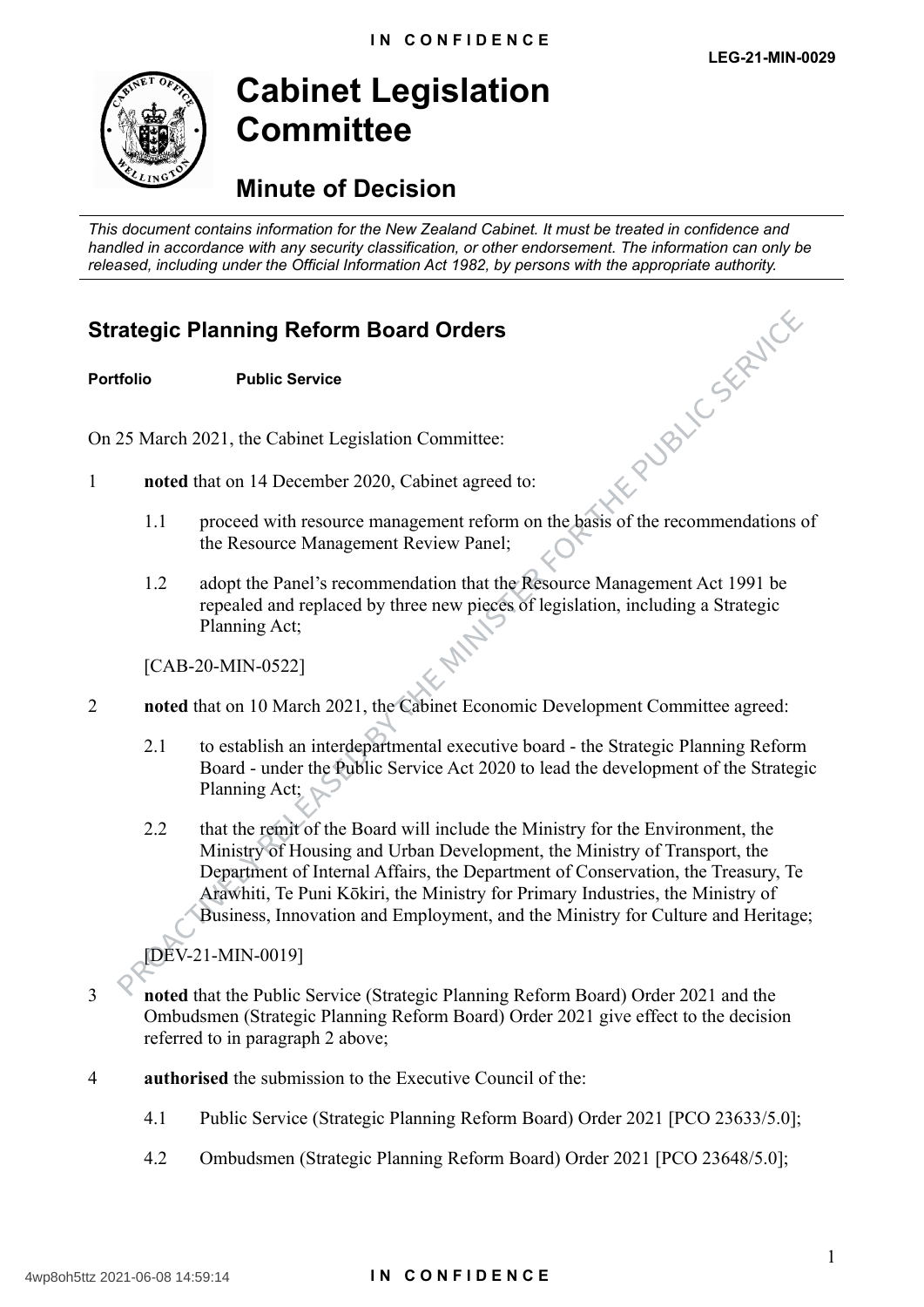IN CONFIDENCE

LEG-21-MIN-0029

# Cabinet Legislation Committee

## Minute of Decision

*This document contains information for the New Zealand Cabinet. It must be treated in confidence and handled in accordance with any security classification, or other endorsement. The information can only be released, including under the Official Information Act 1982, by persons with the appropriate authority.*

## Strategic Planning Reform Board Orders

**Portfolio** **Public Service**

On 25 March 2021, the Cabinet Legislation Committee:

1 **noted** that on 14 December 2020, Cabinet agreed to:

1.1 proceed with resource management reform on the basis of the recommendations of the Resource Management Review Panel;

1.2 adopt the Panel's recommendation that the Resource Management Act 1991 be repealed and replaced by three new pieces of legislation, including a Strategic Planning Act;

[CAB-20-MIN-0522]

2 **noted** that on 10 March 2021, the Cabinet Economic Development Committee agreed:

2.1 to establish an interdepartmental executive board - the Strategic Planning Reform Board - under the Public Service Act 2020 to lead the development of the Strategic Planning Act;

2.2 that the remit of the Board will include the Ministry for the Environment, the Ministry of Housing and Urban Development, the Ministry of Transport, the Department of Internal Affairs, the Department of Conservation, the Treasury, Te Arawhiti, Te Puni Kōkiri, the Ministry for Primary Industries, the Ministry of Business, Innovation and Employment, and the Ministry for Culture and Heritage;

[DEV-21-MIN-0019]

3 **noted** that the Public Service (Strategic Planning Reform Board) Order 2021 and the Ombudsmen (Strategic Planning Reform Board) Order 2021 give effect to the decision referred to in paragraph 2 above;

4 **authorised** the submission to the Executive Council of the:

4.1 Public Service (Strategic Planning Reform Board) Order 2021 [PCO 23633/5.0];

4.2 Ombudsmen (Strategic Planning Reform Board) Order 2021 [PCO 23648/5.0];

IN CONFIDENCE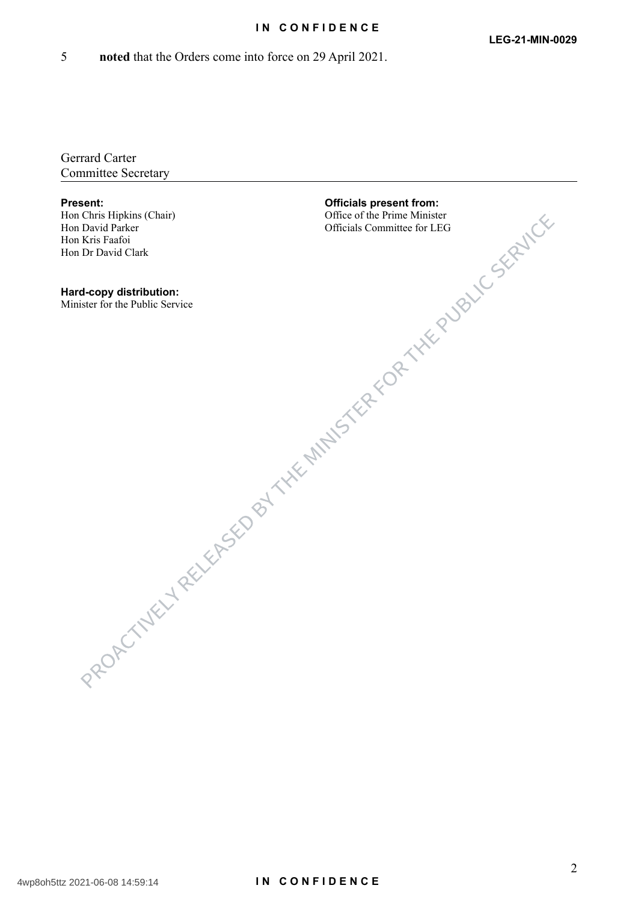5 **noted** that the Orders come into force on 29 April 2021.

Gerrard Carter
Committee Secretary

**Present:**
Hon Chris Hipkins (Chair)
Hon David Parker
Hon Kris Faafoi
Hon Dr David Clark

**Officials present from:**
Office of the Prime Minister
Officials Committee for LEG

**Hard-copy distribution:**
Minister for the Public Service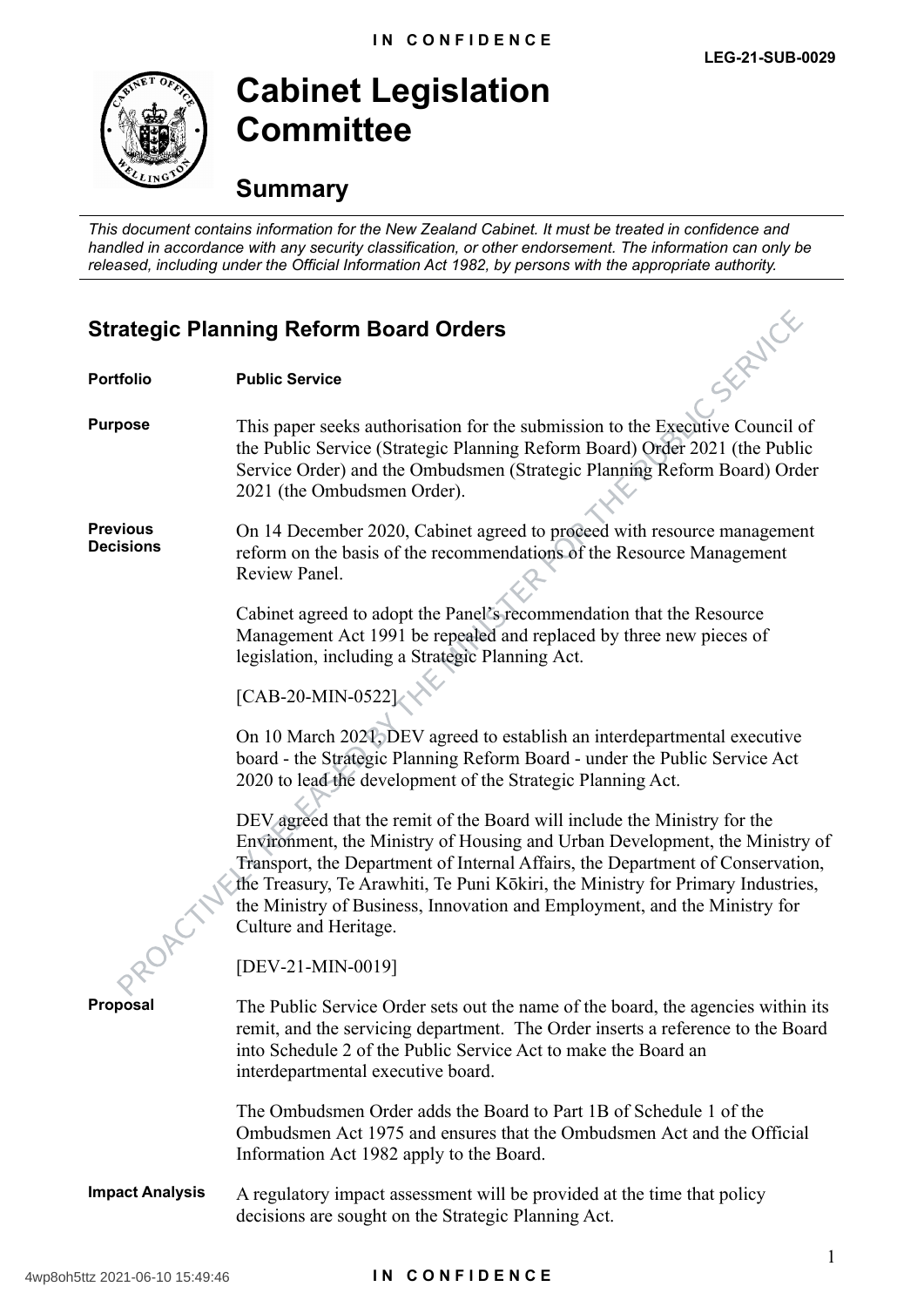# Cabinet Legislation Committee

## Summary

*This document contains information for the New Zealand Cabinet. It must be treated in confidence and handled in accordance with any security classification, or other endorsement. The information can only be released, including under the Official Information Act 1982, by persons with the appropriate authority.*

## Strategic Planning Reform Board Orders

**Portfolio** **Public Service**

**Purpose** This paper seeks authorisation for the submission to the Executive Council of the Public Service (Strategic Planning Reform Board) Order 2021 (the Public Service Order) and the Ombudsmen (Strategic Planning Reform Board) Order 2021 (the Ombudsmen Order).

**Previous Decisions** On 14 December 2020, Cabinet agreed to proceed with resource management reform on the basis of the recommendations of the Resource Management Review Panel.

Cabinet agreed to adopt the Panel's recommendation that the Resource Management Act 1991 be repealed and replaced by three new pieces of legislation, including a Strategic Planning Act.

[CAB-20-MIN-0522]

On 10 March 2021, DEV agreed to establish an interdepartmental executive board - the Strategic Planning Reform Board - under the Public Service Act 2020 to lead the development of the Strategic Planning Act.

DEV agreed that the remit of the Board will include the Ministry for the Environment, the Ministry of Housing and Urban Development, the Ministry of Transport, the Department of Internal Affairs, the Department of Conservation, the Treasury, Te Arawhiti, Te Puni Kōkiri, the Ministry for Primary Industries, the Ministry of Business, Innovation and Employment, and the Ministry for Culture and Heritage.

[DEV-21-MIN-0019]

**Proposal** The Public Service Order sets out the name of the board, the agencies within its remit, and the servicing department. The Order inserts a reference to the Board into Schedule 2 of the Public Service Act to make the Board an interdepartmental executive board.

The Ombudsmen Order adds the Board to Part 1B of Schedule 1 of the Ombudsmen Act 1975 and ensures that the Ombudsmen Act and the Official Information Act 1982 apply to the Board.

**Impact Analysis** A regulatory impact assessment will be provided at the time that policy decisions are sought on the Strategic Planning Act.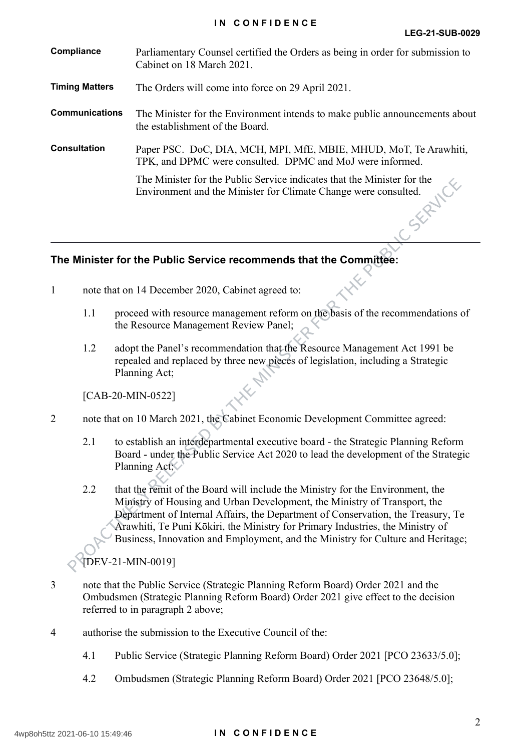| | |
|---|---|
| **Compliance** | Parliamentary Counsel certified the Orders as being in order for submission to Cabinet on 18 March 2021. |
| **Timing Matters** | The Orders will come into force on 29 April 2021. |
| **Communications** | The Minister for the Environment intends to make public announcements about the establishment of the Board. |
| **Consultation** | Paper PSC. DoC, DIA, MCH, MPI, MfE, MBIE, MHUD, MoT, Te Arawhiti, TPK, and DPMC were consulted. DPMC and MoJ were informed.<br><br>The Minister for the Public Service indicates that the Minister for the Environment and the Minister for Climate Change were consulted. |

## The Minister for the Public Service recommends that the Committee:

1. note that on 14 December 2020, Cabinet agreed to:

    1.1 proceed with resource management reform on the basis of the recommendations of the Resource Management Review Panel;

    1.2 adopt the Panel's recommendation that the Resource Management Act 1991 be repealed and replaced by three new pieces of legislation, including a Strategic Planning Act;

    [CAB-20-MIN-0522]

2. note that on 10 March 2021, the Cabinet Economic Development Committee agreed:

    2.1 to establish an interdepartmental executive board - the Strategic Planning Reform Board - under the Public Service Act 2020 to lead the development of the Strategic Planning Act;

    2.2 that the remit of the Board will include the Ministry for the Environment, the Ministry of Housing and Urban Development, the Ministry of Transport, the Department of Internal Affairs, the Department of Conservation, the Treasury, Te Arawhiti, Te Puni Kōkiri, the Ministry for Primary Industries, the Ministry of Business, Innovation and Employment, and the Ministry for Culture and Heritage;

    [DEV-21-MIN-0019]

3. note that the Public Service (Strategic Planning Reform Board) Order 2021 and the Ombudsmen (Strategic Planning Reform Board) Order 2021 give effect to the decision referred to in paragraph 2 above;

4. authorise the submission to the Executive Council of the:

    4.1 Public Service (Strategic Planning Reform Board) Order 2021 [PCO 23633/5.0];

    4.2 Ombudsmen (Strategic Planning Reform Board) Order 2021 [PCO 23648/5.0];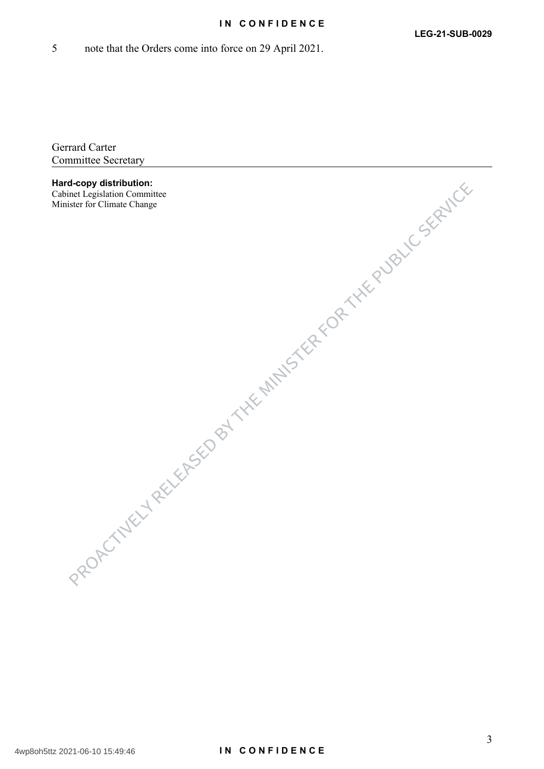5 note that the Orders come into force on 29 April 2021.

Gerrard Carter
Committee Secretary

**Hard-copy distribution:**
Cabinet Legislation Committee
Minister for Climate Change